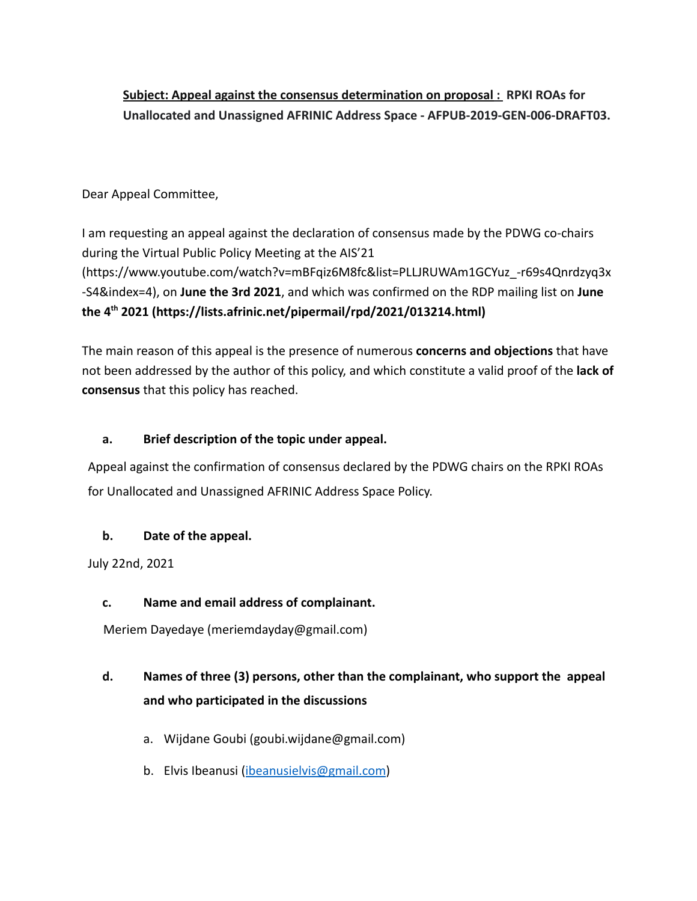**<u>Subject: Appeal against the consensus determination on proposal :</u> RPKI ROAs for Unallocated and Unassigned AFRINIC Address Space - AFPUB-2019-GEN-006-DRAFT03.**

Dear Appeal Committee,

I am requesting an appeal against the declaration of consensus made by the PDWG co-chairs during the Virtual Public Policy Meeting at the AIS'21 (https://www.youtube.com/watch?v=mBFqiz6M8fc&list=PLLJRUWAm1GCYuz_-r69s4Qnrdzyq3x-S4&index=4), on **June the 3rd 2021**, and which was confirmed on the RDP mailing list on **June the 4th 2021 (https://lists.afrinic.net/pipermail/rpd/2021/013214.html)**

The main reason of this appeal is the presence of numerous **concerns and objections** that have not been addressed by the author of this policy, and which constitute a valid proof of the **lack of consensus** that this policy has reached.

**a. Brief description of the topic under appeal.**

Appeal against the confirmation of consensus declared by the PDWG chairs on the RPKI ROAs for Unallocated and Unassigned AFRINIC Address Space Policy.

**b. Date of the appeal.**

July 22nd, 2021

**c. Name and email address of complainant.**

Meriem Dayedaye (meriemdayday@gmail.com)

**d. Names of three (3) persons, other than the complainant, who support the appeal and who participated in the discussions**

a. Wijdane Goubi (goubi.wijdane@gmail.com)

b. Elvis Ibeanusi (ibeanusielvis@gmail.com)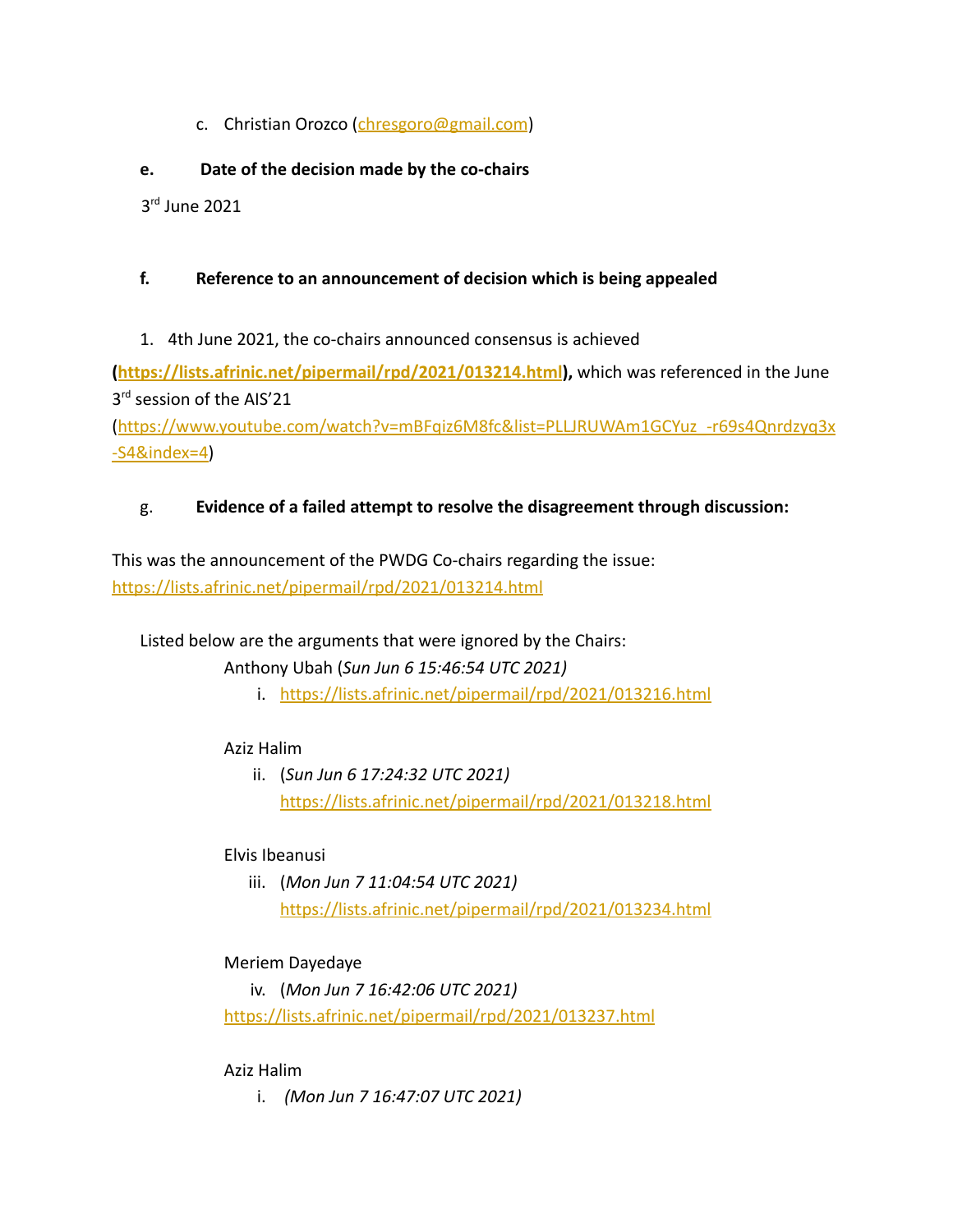c. Christian Orozco (chresgoro@gmail.com)

**e. Date of the decision made by the co-chairs**

3rd June 2021

**f. Reference to an announcement of decision which is being appealed**

1. 4th June 2021, the co-chairs announced consensus is achieved

**(https://lists.afrinic.net/pipermail/rpd/2021/013214.html),** which was referenced in the June 3rd session of the AIS'21 (https://www.youtube.com/watch?v=mBFqiz6M8fc&list=PLLJRUWAm1GCYuz_-r69s4Qnrdzyq3x-S4&index=4)

g. **Evidence of a failed attempt to resolve the disagreement through discussion:**

This was the announcement of the PWDG Co-chairs regarding the issue: https://lists.afrinic.net/pipermail/rpd/2021/013214.html

Listed below are the arguments that were ignored by the Chairs:

Anthony Ubah (*Sun Jun 6 15:46:54 UTC 2021)*

i. https://lists.afrinic.net/pipermail/rpd/2021/013216.html

Aziz Halim

ii. (*Sun Jun 6 17:24:32 UTC 2021)* https://lists.afrinic.net/pipermail/rpd/2021/013218.html

Elvis Ibeanusi

iii. (*Mon Jun 7 11:04:54 UTC 2021)* https://lists.afrinic.net/pipermail/rpd/2021/013234.html

Meriem Dayedaye

iv. (*Mon Jun 7 16:42:06 UTC 2021)*
https://lists.afrinic.net/pipermail/rpd/2021/013237.html

Aziz Halim

i. *(Mon Jun 7 16:47:07 UTC 2021)*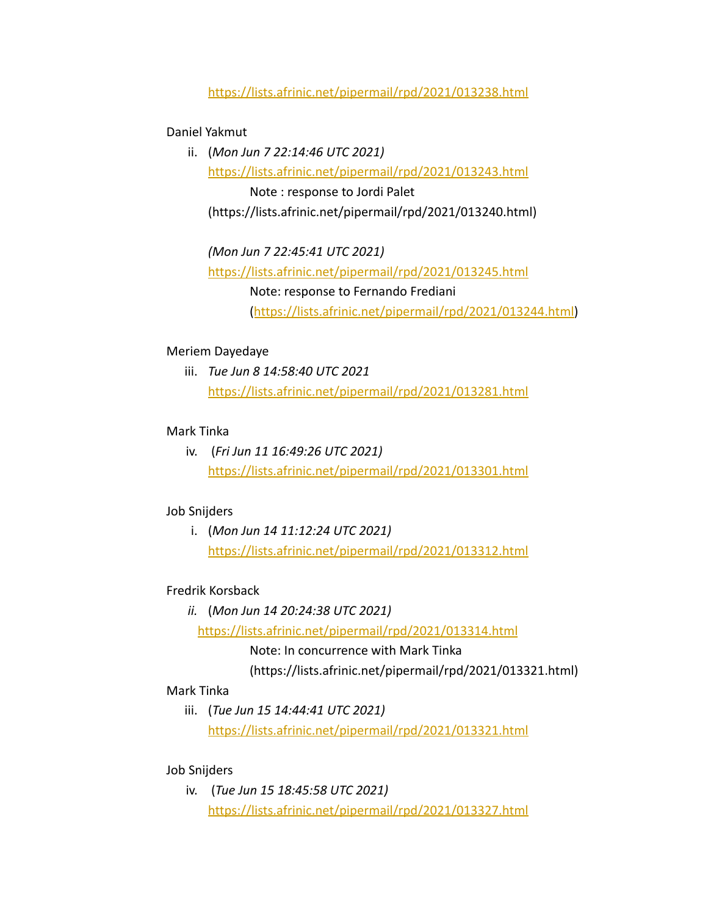https://lists.afrinic.net/pipermail/rpd/2021/013238.html

Daniel Yakmut

ii. (*Mon Jun 7 22:14:46 UTC 2021)*
https://lists.afrinic.net/pipermail/rpd/2021/013243.html
Note : response to Jordi Palet
(https://lists.afrinic.net/pipermail/rpd/2021/013240.html)

*(Mon Jun 7 22:45:41 UTC 2021)*
https://lists.afrinic.net/pipermail/rpd/2021/013245.html
Note: response to Fernando Frediani
(https://lists.afrinic.net/pipermail/rpd/2021/013244.html)

Meriem Dayedaye

iii. *Tue Jun 8 14:58:40 UTC 2021*
https://lists.afrinic.net/pipermail/rpd/2021/013281.html

Mark Tinka

iv. (*Fri Jun 11 16:49:26 UTC 2021)*
https://lists.afrinic.net/pipermail/rpd/2021/013301.html

Job Snijders

i. (*Mon Jun 14 11:12:24 UTC 2021)*
https://lists.afrinic.net/pipermail/rpd/2021/013312.html

Fredrik Korsback

*ii.* (*Mon Jun 14 20:24:38 UTC 2021)*
https://lists.afrinic.net/pipermail/rpd/2021/013314.html
Note: In concurrence with Mark Tinka
(https://lists.afrinic.net/pipermail/rpd/2021/013321.html)

Mark Tinka

iii. (*Tue Jun 15 14:44:41 UTC 2021)*
https://lists.afrinic.net/pipermail/rpd/2021/013321.html

Job Snijders

iv. (*Tue Jun 15 18:45:58 UTC 2021)*
https://lists.afrinic.net/pipermail/rpd/2021/013327.html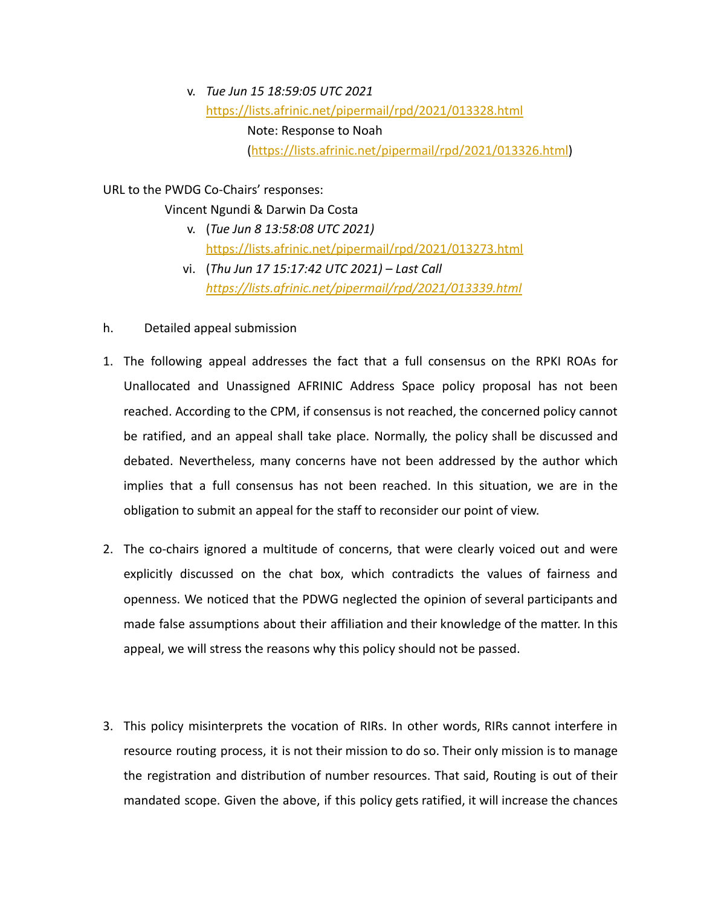v. *Tue Jun 15 18:59:05 UTC 2021*
   https://lists.afrinic.net/pipermail/rpd/2021/013328.html
   Note: Response to Noah (https://lists.afrinic.net/pipermail/rpd/2021/013326.html)

URL to the PWDG Co-Chairs' responses:

Vincent Ngundi & Darwin Da Costa

v. (*Tue Jun 8 13:58:08 UTC 2021)*
   https://lists.afrinic.net/pipermail/rpd/2021/013273.html
vi. (*Thu Jun 17 15:17:42 UTC 2021) – Last Call*
   *https://lists.afrinic.net/pipermail/rpd/2021/013339.html*

h. Detailed appeal submission

1. The following appeal addresses the fact that a full consensus on the RPKI ROAs for Unallocated and Unassigned AFRINIC Address Space policy proposal has not been reached. According to the CPM, if consensus is not reached, the concerned policy cannot be ratified, and an appeal shall take place. Normally, the policy shall be discussed and debated. Nevertheless, many concerns have not been addressed by the author which implies that a full consensus has not been reached. In this situation, we are in the obligation to submit an appeal for the staff to reconsider our point of view.

2. The co-chairs ignored a multitude of concerns, that were clearly voiced out and were explicitly discussed on the chat box, which contradicts the values of fairness and openness. We noticed that the PDWG neglected the opinion of several participants and made false assumptions about their affiliation and their knowledge of the matter. In this appeal, we will stress the reasons why this policy should not be passed.

3. This policy misinterprets the vocation of RIRs. In other words, RIRs cannot interfere in resource routing process, it is not their mission to do so. Their only mission is to manage the registration and distribution of number resources. That said, Routing is out of their mandated scope. Given the above, if this policy gets ratified, it will increase the chances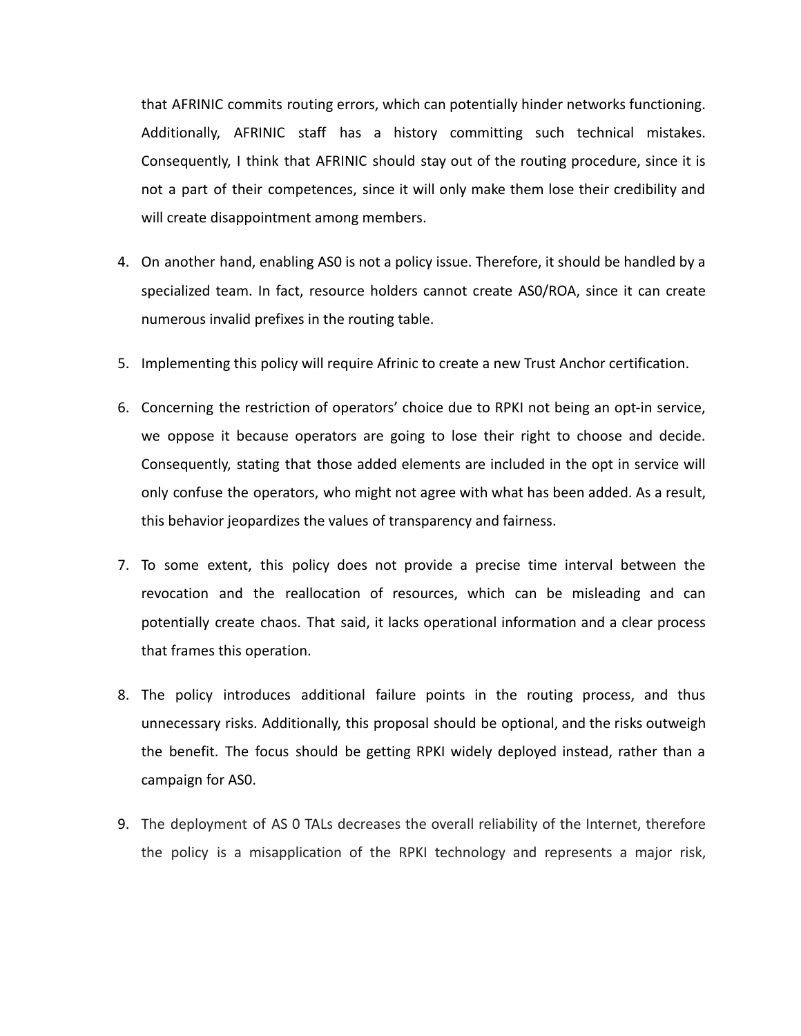that AFRINIC commits routing errors, which can potentially hinder networks functioning. Additionally, AFRINIC staff has a history committing such technical mistakes. Consequently, I think that AFRINIC should stay out of the routing procedure, since it is not a part of their competences, since it will only make them lose their credibility and will create disappointment among members.

4. On another hand, enabling AS0 is not a policy issue. Therefore, it should be handled by a specialized team. In fact, resource holders cannot create AS0/ROA, since it can create numerous invalid prefixes in the routing table.

5. Implementing this policy will require Afrinic to create a new Trust Anchor certification.

6. Concerning the restriction of operators' choice due to RPKI not being an opt-in service, we oppose it because operators are going to lose their right to choose and decide. Consequently, stating that those added elements are included in the opt in service will only confuse the operators, who might not agree with what has been added. As a result, this behavior jeopardizes the values of transparency and fairness.

7. To some extent, this policy does not provide a precise time interval between the revocation and the reallocation of resources, which can be misleading and can potentially create chaos. That said, it lacks operational information and a clear process that frames this operation.

8. The policy introduces additional failure points in the routing process, and thus unnecessary risks. Additionally, this proposal should be optional, and the risks outweigh the benefit. The focus should be getting RPKI widely deployed instead, rather than a campaign for AS0.

9. The deployment of AS 0 TALs decreases the overall reliability of the Internet, therefore the policy is a misapplication of the RPKI technology and represents a major risk,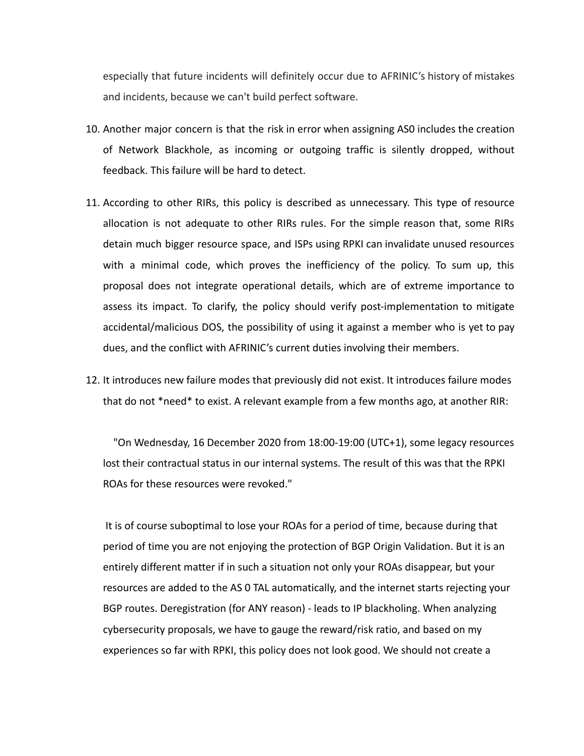especially that future incidents will definitely occur due to AFRINIC's history of mistakes and incidents, because we can't build perfect software.

10. Another major concern is that the risk in error when assigning AS0 includes the creation of Network Blackhole, as incoming or outgoing traffic is silently dropped, without feedback. This failure will be hard to detect.

11. According to other RIRs, this policy is described as unnecessary. This type of resource allocation is not adequate to other RIRs rules. For the simple reason that, some RIRs detain much bigger resource space, and ISPs using RPKI can invalidate unused resources with a minimal code, which proves the inefficiency of the policy. To sum up, this proposal does not integrate operational details, which are of extreme importance to assess its impact. To clarify, the policy should verify post-implementation to mitigate accidental/malicious DOS, the possibility of using it against a member who is yet to pay dues, and the conflict with AFRINIC's current duties involving their members.

12. It introduces new failure modes that previously did not exist. It introduces failure modes that do not *need* to exist. A relevant example from a few months ago, at another RIR:

    "On Wednesday, 16 December 2020 from 18:00-19:00 (UTC+1), some legacy resources lost their contractual status in our internal systems. The result of this was that the RPKI ROAs for these resources were revoked."

    It is of course suboptimal to lose your ROAs for a period of time, because during that period of time you are not enjoying the protection of BGP Origin Validation. But it is an entirely different matter if in such a situation not only your ROAs disappear, but your resources are added to the AS 0 TAL automatically, and the internet starts rejecting your BGP routes. Deregistration (for ANY reason) - leads to IP blackholing. When analyzing cybersecurity proposals, we have to gauge the reward/risk ratio, and based on my experiences so far with RPKI, this policy does not look good. We should not create a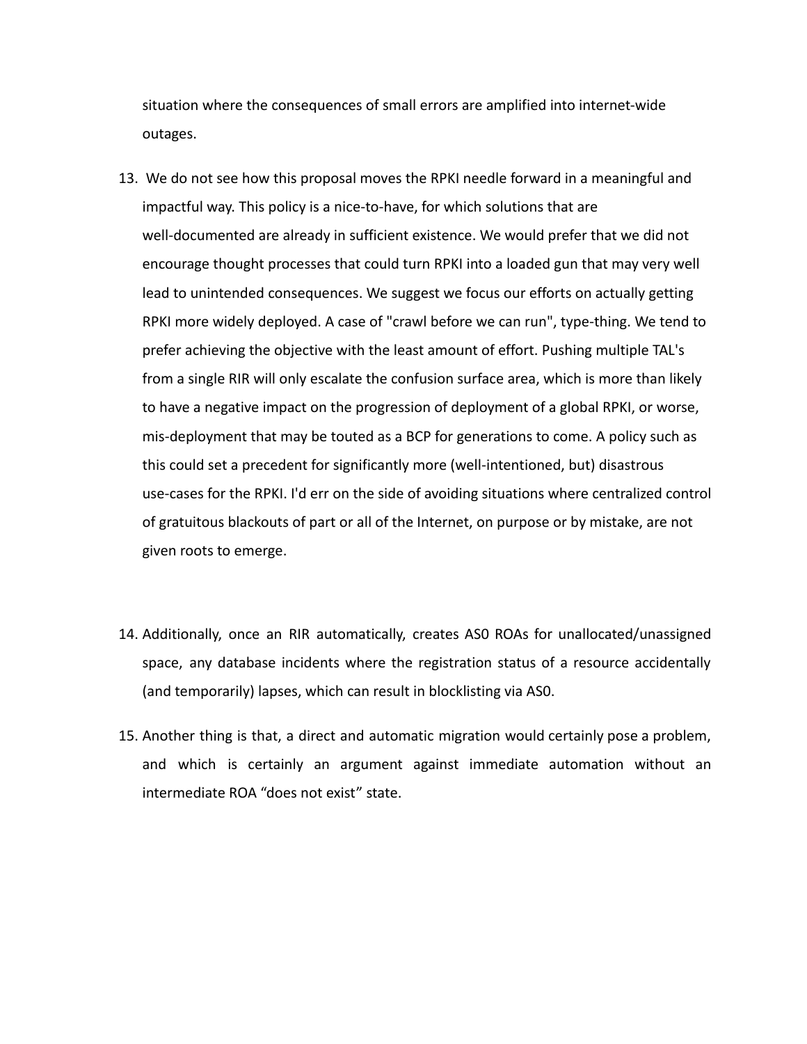situation where the consequences of small errors are amplified into internet-wide outages.

13. We do not see how this proposal moves the RPKI needle forward in a meaningful and impactful way. This policy is a nice-to-have, for which solutions that are well-documented are already in sufficient existence. We would prefer that we did not encourage thought processes that could turn RPKI into a loaded gun that may very well lead to unintended consequences. We suggest we focus our efforts on actually getting RPKI more widely deployed. A case of "crawl before we can run", type-thing. We tend to prefer achieving the objective with the least amount of effort. Pushing multiple TAL's from a single RIR will only escalate the confusion surface area, which is more than likely to have a negative impact on the progression of deployment of a global RPKI, or worse, mis-deployment that may be touted as a BCP for generations to come. A policy such as this could set a precedent for significantly more (well-intentioned, but) disastrous use-cases for the RPKI. I'd err on the side of avoiding situations where centralized control of gratuitous blackouts of part or all of the Internet, on purpose or by mistake, are not given roots to emerge.

14. Additionally, once an RIR automatically, creates AS0 ROAs for unallocated/unassigned space, any database incidents where the registration status of a resource accidentally (and temporarily) lapses, which can result in blocklisting via AS0.

15. Another thing is that, a direct and automatic migration would certainly pose a problem, and which is certainly an argument against immediate automation without an intermediate ROA “does not exist” state.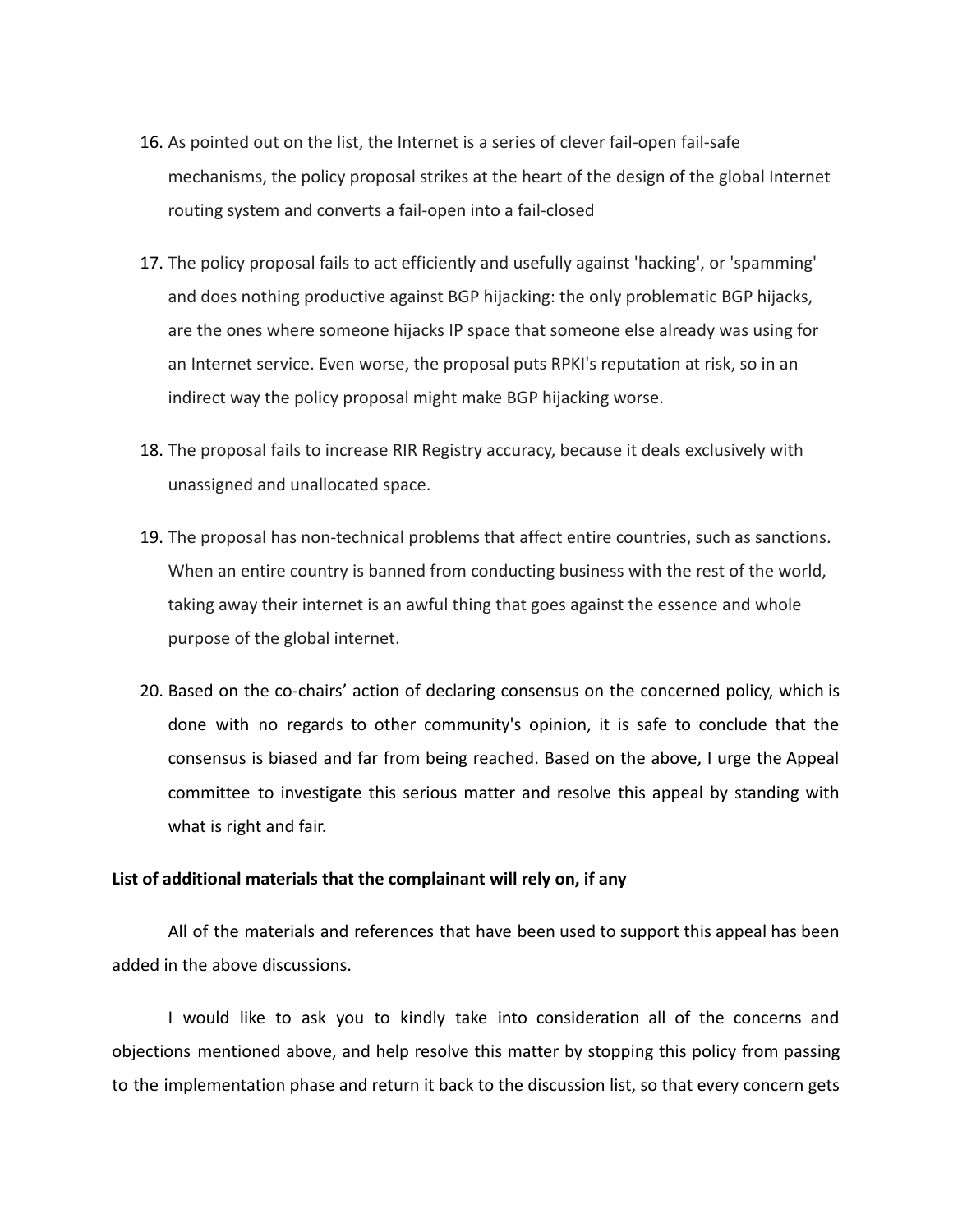16. As pointed out on the list, the Internet is a series of clever fail-open fail-safe mechanisms, the policy proposal strikes at the heart of the design of the global Internet routing system and converts a fail-open into a fail-closed

17. The policy proposal fails to act efficiently and usefully against 'hacking', or 'spamming' and does nothing productive against BGP hijacking: the only problematic BGP hijacks, are the ones where someone hijacks IP space that someone else already was using for an Internet service. Even worse, the proposal puts RPKI's reputation at risk, so in an indirect way the policy proposal might make BGP hijacking worse.

18. The proposal fails to increase RIR Registry accuracy, because it deals exclusively with unassigned and unallocated space.

19. The proposal has non-technical problems that affect entire countries, such as sanctions. When an entire country is banned from conducting business with the rest of the world, taking away their internet is an awful thing that goes against the essence and whole purpose of the global internet.

20. Based on the co-chairs' action of declaring consensus on the concerned policy, which is done with no regards to other community's opinion, it is safe to conclude that the consensus is biased and far from being reached. Based on the above, I urge the Appeal committee to investigate this serious matter and resolve this appeal by standing with what is right and fair.

**List of additional materials that the complainant will rely on, if any**

All of the materials and references that have been used to support this appeal has been added in the above discussions.

I would like to ask you to kindly take into consideration all of the concerns and objections mentioned above, and help resolve this matter by stopping this policy from passing to the implementation phase and return it back to the discussion list, so that every concern gets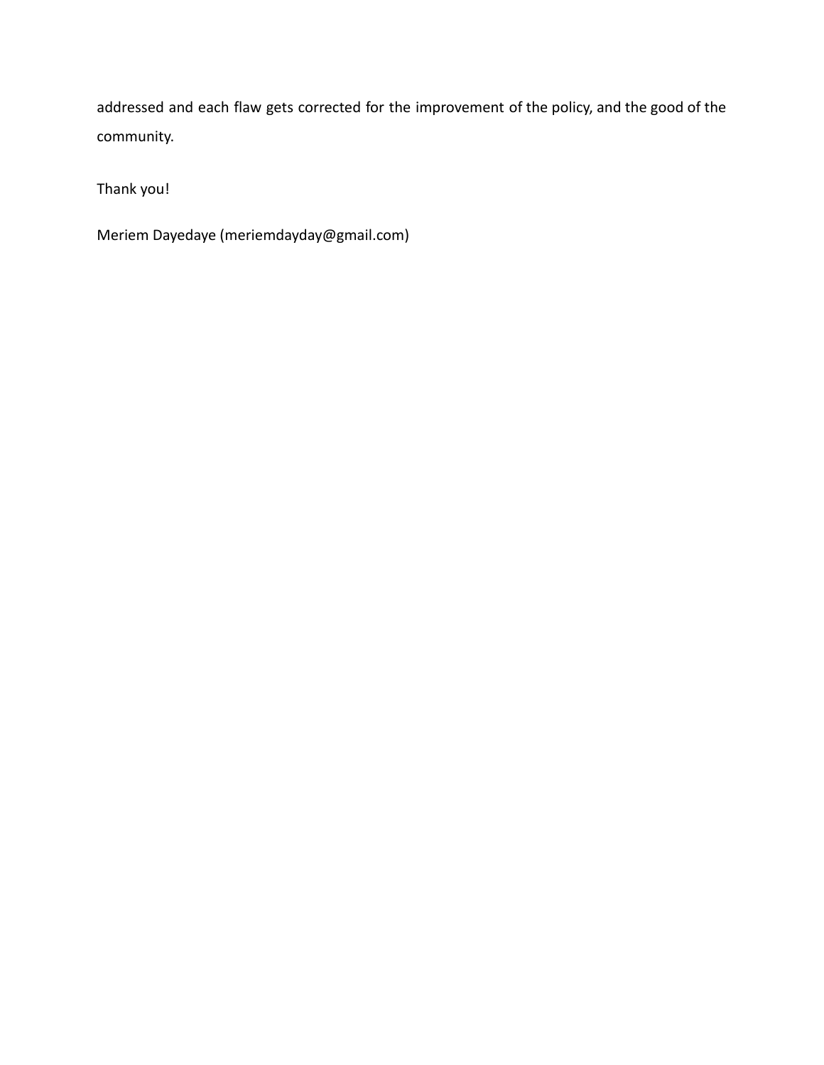addressed and each flaw gets corrected for the improvement of the policy, and the good of the community.

Thank you!

Meriem Dayedaye (meriemdayday@gmail.com)